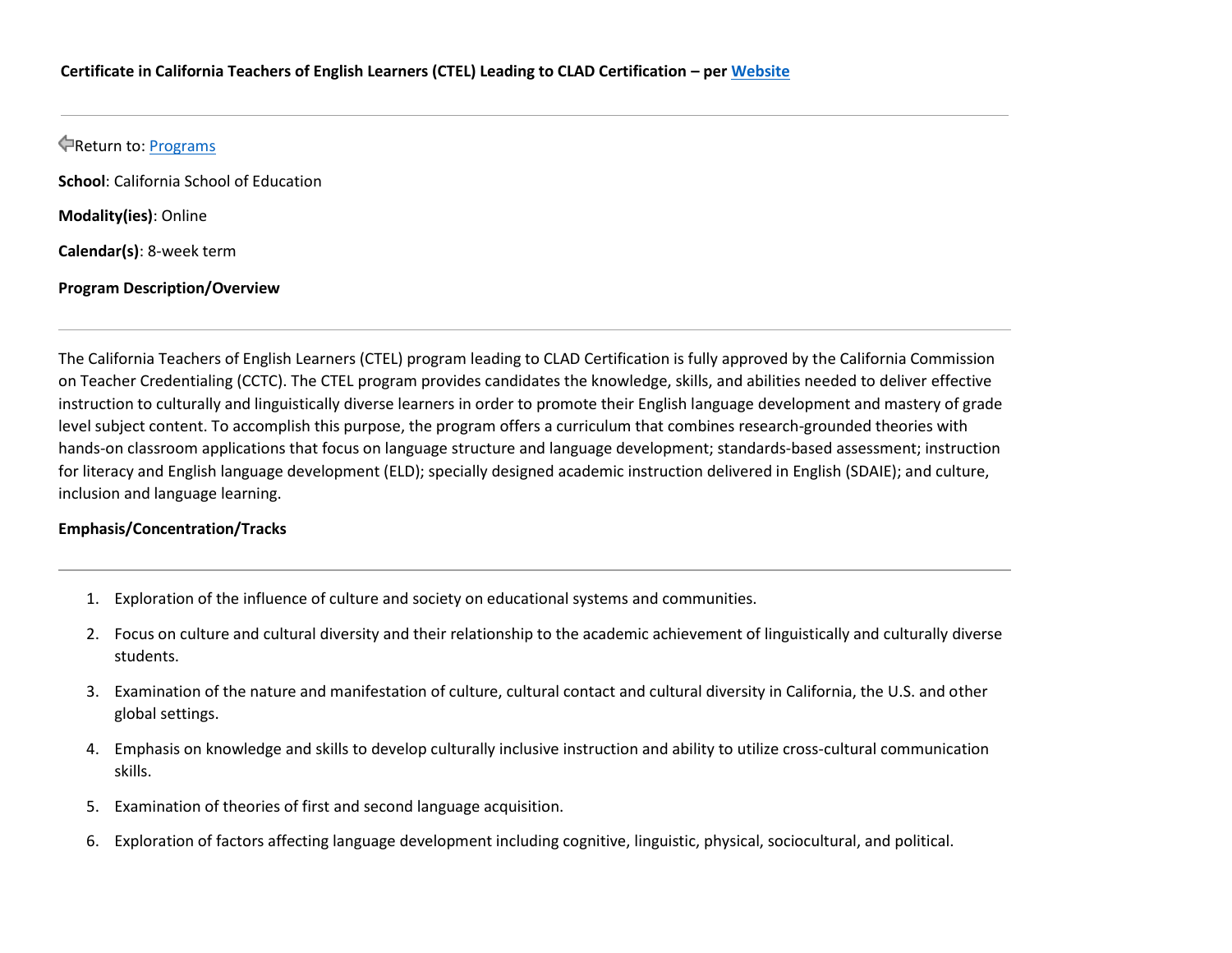**Certificate in California Teachers of English Learners (CTEL) Leading to CLAD Certification – per Website**

---

Return to: Programs

**School**: California School of Education

**Modality(ies)**: Online

**Calendar(s)**: 8-week term

**Program Description/Overview**

---

The California Teachers of English Learners (CTEL) program leading to CLAD Certification is fully approved by the California Commission on Teacher Credentialing (CCTC). The CTEL program provides candidates the knowledge, skills, and abilities needed to deliver effective instruction to culturally and linguistically diverse learners in order to promote their English language development and mastery of grade level subject content. To accomplish this purpose, the program offers a curriculum that combines research-grounded theories with hands-on classroom applications that focus on language structure and language development; standards-based assessment; instruction for literacy and English language development (ELD); specially designed academic instruction delivered in English (SDAIE); and culture, inclusion and language learning.

**Emphasis/Concentration/Tracks**

---

1. Exploration of the influence of culture and society on educational systems and communities.
2. Focus on culture and cultural diversity and their relationship to the academic achievement of linguistically and culturally diverse students.
3. Examination of the nature and manifestation of culture, cultural contact and cultural diversity in California, the U.S. and other global settings.
4. Emphasis on knowledge and skills to develop culturally inclusive instruction and ability to utilize cross-cultural communication skills.
5. Examination of theories of first and second language acquisition.
6. Exploration of factors affecting language development including cognitive, linguistic, physical, sociocultural, and political.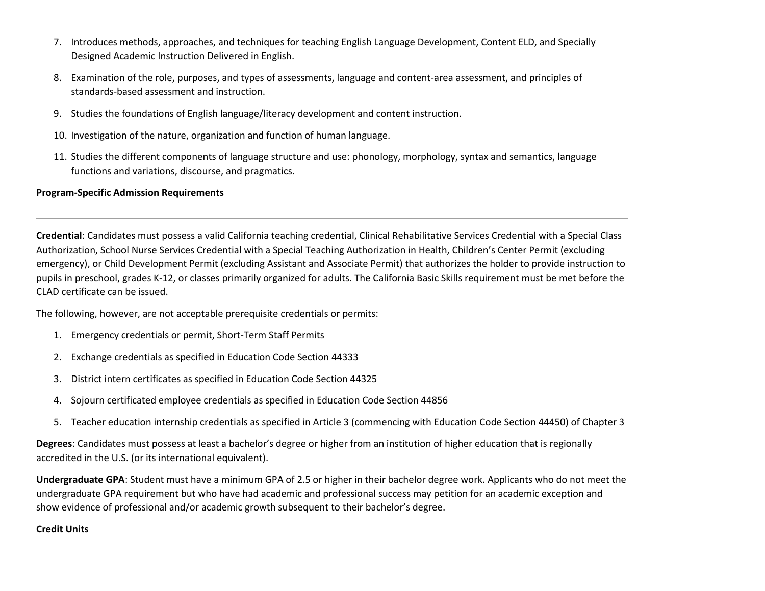7. Introduces methods, approaches, and techniques for teaching English Language Development, Content ELD, and Specially Designed Academic Instruction Delivered in English.
8. Examination of the role, purposes, and types of assessments, language and content-area assessment, and principles of standards-based assessment and instruction.
9. Studies the foundations of English language/literacy development and content instruction.
10. Investigation of the nature, organization and function of human language.
11. Studies the different components of language structure and use: phonology, morphology, syntax and semantics, language functions and variations, discourse, and pragmatics.

**Program-Specific Admission Requirements**

---

**Credential**: Candidates must possess a valid California teaching credential, Clinical Rehabilitative Services Credential with a Special Class Authorization, School Nurse Services Credential with a Special Teaching Authorization in Health, Children's Center Permit (excluding emergency), or Child Development Permit (excluding Assistant and Associate Permit) that authorizes the holder to provide instruction to pupils in preschool, grades K-12, or classes primarily organized for adults. The California Basic Skills requirement must be met before the CLAD certificate can be issued.

The following, however, are not acceptable prerequisite credentials or permits:

1. Emergency credentials or permit, Short-Term Staff Permits
2. Exchange credentials as specified in Education Code Section 44333
3. District intern certificates as specified in Education Code Section 44325
4. Sojourn certificated employee credentials as specified in Education Code Section 44856
5. Teacher education internship credentials as specified in Article 3 (commencing with Education Code Section 44450) of Chapter 3

**Degrees**: Candidates must possess at least a bachelor's degree or higher from an institution of higher education that is regionally accredited in the U.S. (or its international equivalent).

**Undergraduate GPA**: Student must have a minimum GPA of 2.5 or higher in their bachelor degree work. Applicants who do not meet the undergraduate GPA requirement but who have had academic and professional success may petition for an academic exception and show evidence of professional and/or academic growth subsequent to their bachelor's degree.

**Credit Units**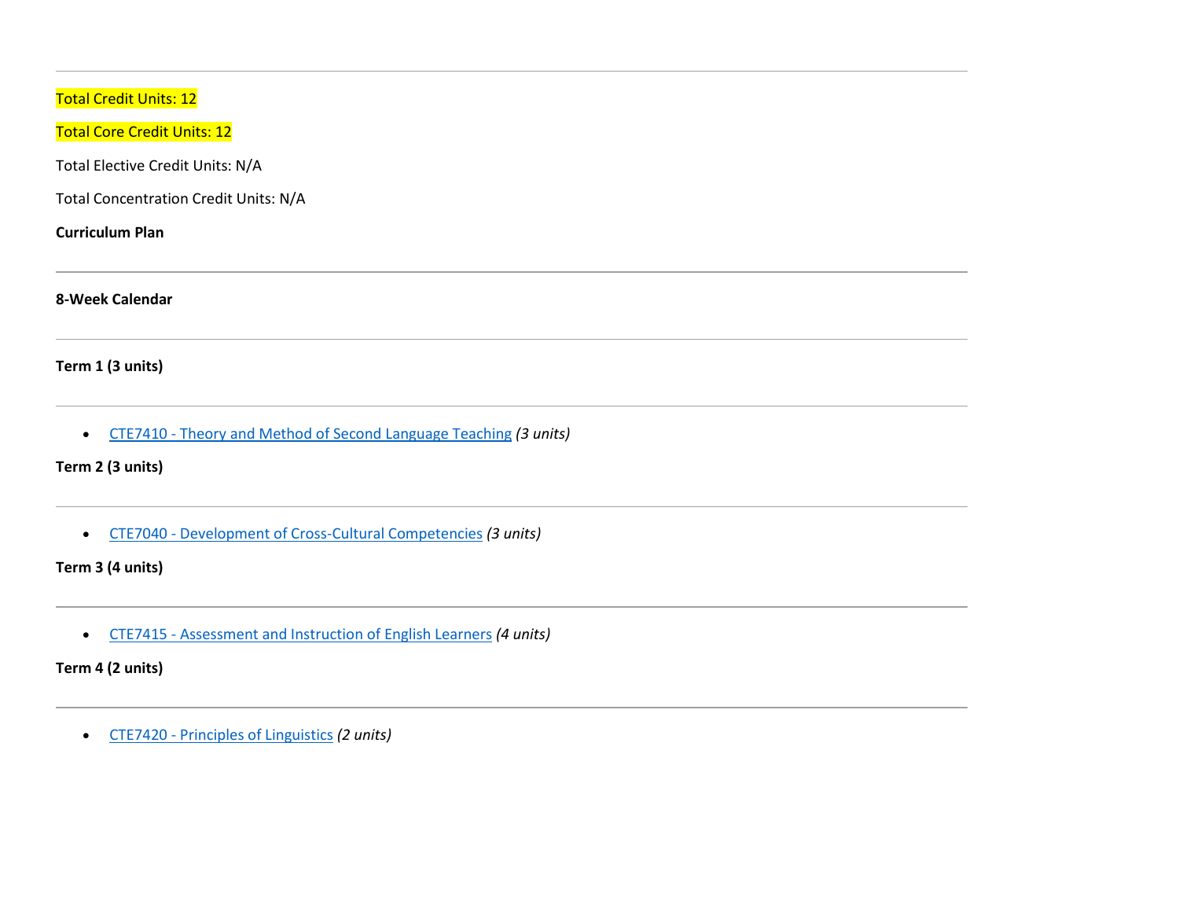---

Total Credit Units: 12

Total Core Credit Units: 12

Total Elective Credit Units: N/A

Total Concentration Credit Units: N/A

**Curriculum Plan**

---

**8-Week Calendar**

---

**Term 1 (3 units)**

---

- CTE7410 - Theory and Method of Second Language Teaching *(3 units)*

**Term 2 (3 units)**

---

- CTE7040 - Development of Cross-Cultural Competencies *(3 units)*

**Term 3 (4 units)**

---

- CTE7415 - Assessment and Instruction of English Learners *(4 units)*

**Term 4 (2 units)**

---

- CTE7420 - Principles of Linguistics *(2 units)*